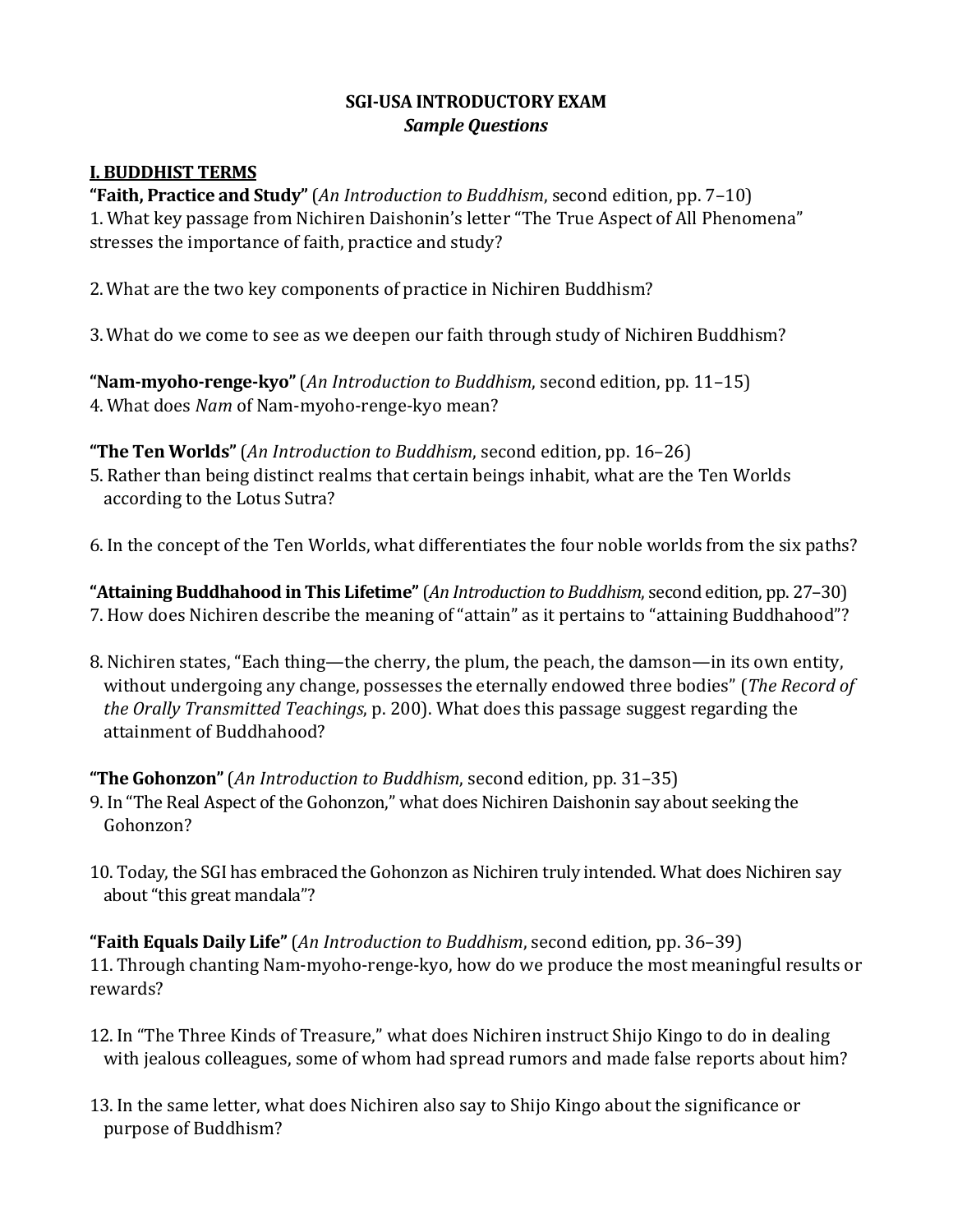# SGI-USA INTRODUCTORY EXAM

### *Sample Questions*

## I. BUDDHIST TERMS

**"Faith, Practice and Study"** (*An Introduction to Buddhism*, second edition, pp. 7–10)

1. What key passage from Nichiren Daishonin's letter "The True Aspect of All Phenomena" stresses the importance of faith, practice and study?

2. What are the two key components of practice in Nichiren Buddhism?

3. What do we come to see as we deepen our faith through study of Nichiren Buddhism?

**"Nam-myoho-renge-kyo"** (*An Introduction to Buddhism*, second edition, pp. 11–15)

4. What does *Nam* of Nam-myoho-renge-kyo mean?

**"The Ten Worlds"** (*An Introduction to Buddhism*, second edition, pp. 16–26)

5. Rather than being distinct realms that certain beings inhabit, what are the Ten Worlds according to the Lotus Sutra?

6. In the concept of the Ten Worlds, what differentiates the four noble worlds from the six paths?

**"Attaining Buddhahood in This Lifetime"** (*An Introduction to Buddhism*, second edition, pp. 27–30)

7. How does Nichiren describe the meaning of "attain" as it pertains to "attaining Buddhahood"?

8. Nichiren states, "Each thing—the cherry, the plum, the peach, the damson—in its own entity, without undergoing any change, possesses the eternally endowed three bodies" (*The Record of the Orally Transmitted Teachings*, p. 200). What does this passage suggest regarding the attainment of Buddhahood?

**"The Gohonzon"** (*An Introduction to Buddhism*, second edition, pp. 31–35)

9. In "The Real Aspect of the Gohonzon," what does Nichiren Daishonin say about seeking the Gohonzon?

10. Today, the SGI has embraced the Gohonzon as Nichiren truly intended. What does Nichiren say about "this great mandala"?

**"Faith Equals Daily Life"** (*An Introduction to Buddhism*, second edition, pp. 36–39)

11. Through chanting Nam-myoho-renge-kyo, how do we produce the most meaningful results or rewards?

12. In "The Three Kinds of Treasure," what does Nichiren instruct Shijo Kingo to do in dealing with jealous colleagues, some of whom had spread rumors and made false reports about him?

13. In the same letter, what does Nichiren also say to Shijo Kingo about the significance or purpose of Buddhism?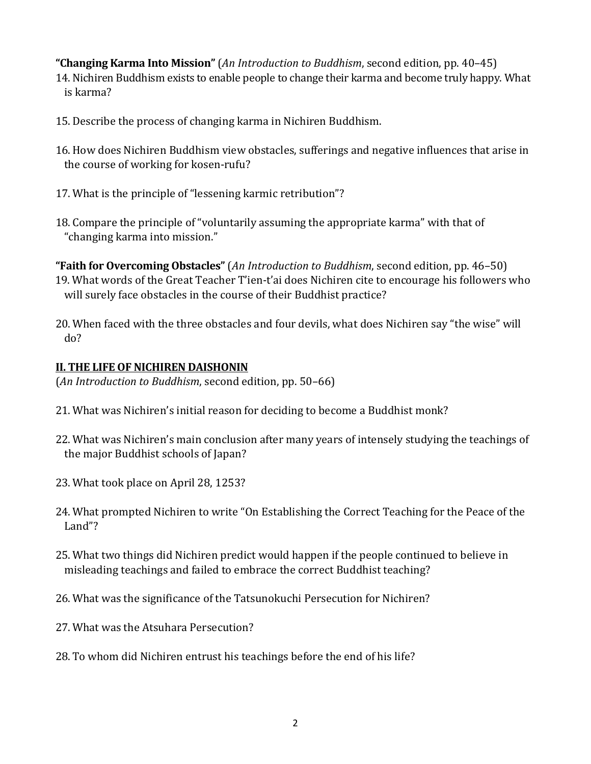**“Changing Karma Into Mission”** (*An Introduction to Buddhism*, second edition, pp. 40–45)

14. Nichiren Buddhism exists to enable people to change their karma and become truly happy. What is karma?

15. Describe the process of changing karma in Nichiren Buddhism.

16. How does Nichiren Buddhism view obstacles, sufferings and negative influences that arise in the course of working for kosen-rufu?

17. What is the principle of “lessening karmic retribution”?

18. Compare the principle of “voluntarily assuming the appropriate karma” with that of “changing karma into mission.”

**“Faith for Overcoming Obstacles”** (*An Introduction to Buddhism*, second edition, pp. 46–50)

19. What words of the Great Teacher T’ien-t’ai does Nichiren cite to encourage his followers who will surely face obstacles in the course of their Buddhist practice?

20. When faced with the three obstacles and four devils, what does Nichiren say “the wise” will do?

## II. THE LIFE OF NICHIREN DAISHONIN

(*An Introduction to Buddhism*, second edition, pp. 50–66)

21. What was Nichiren’s initial reason for deciding to become a Buddhist monk?

22. What was Nichiren’s main conclusion after many years of intensely studying the teachings of the major Buddhist schools of Japan?

23. What took place on April 28, 1253?

24. What prompted Nichiren to write “On Establishing the Correct Teaching for the Peace of the Land”?

25. What two things did Nichiren predict would happen if the people continued to believe in misleading teachings and failed to embrace the correct Buddhist teaching?

26. What was the significance of the Tatsunokuchi Persecution for Nichiren?

27. What was the Atsuhara Persecution?

28. To whom did Nichiren entrust his teachings before the end of his life?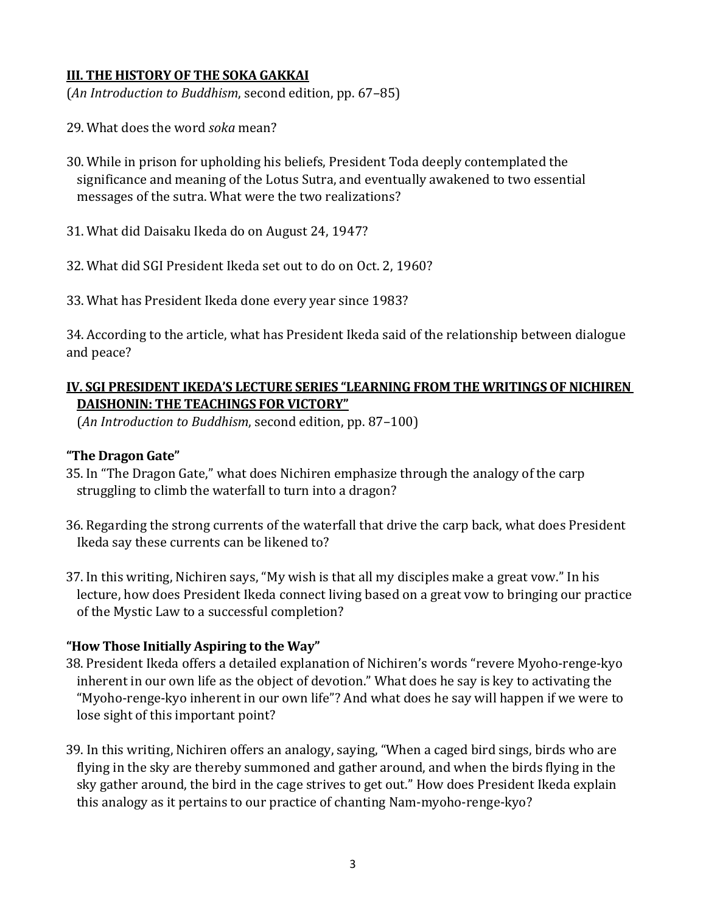## III. THE HISTORY OF THE SOKA GAKKAI

(*An Introduction to Buddhism*, second edition, pp. 67–85)

29. What does the word *soka* mean?

30. While in prison for upholding his beliefs, President Toda deeply contemplated the significance and meaning of the Lotus Sutra, and eventually awakened to two essential messages of the sutra. What were the two realizations?

31. What did Daisaku Ikeda do on August 24, 1947?

32. What did SGI President Ikeda set out to do on Oct. 2, 1960?

33. What has President Ikeda done every year since 1983?

34. According to the article, what has President Ikeda said of the relationship between dialogue and peace?

## IV. SGI PRESIDENT IKEDA'S LECTURE SERIES "LEARNING FROM THE WRITINGS OF NICHIREN DAISHONIN: THE TEACHINGS FOR VICTORY"

(*An Introduction to Buddhism*, second edition, pp. 87–100)

### "The Dragon Gate"

35. In "The Dragon Gate," what does Nichiren emphasize through the analogy of the carp struggling to climb the waterfall to turn into a dragon?

36. Regarding the strong currents of the waterfall that drive the carp back, what does President Ikeda say these currents can be likened to?

37. In this writing, Nichiren says, "My wish is that all my disciples make a great vow." In his lecture, how does President Ikeda connect living based on a great vow to bringing our practice of the Mystic Law to a successful completion?

### "How Those Initially Aspiring to the Way"

38. President Ikeda offers a detailed explanation of Nichiren's words "revere Myoho-renge-kyo inherent in our own life as the object of devotion." What does he say is key to activating the "Myoho-renge-kyo inherent in our own life"? And what does he say will happen if we were to lose sight of this important point?

39. In this writing, Nichiren offers an analogy, saying, "When a caged bird sings, birds who are flying in the sky are thereby summoned and gather around, and when the birds flying in the sky gather around, the bird in the cage strives to get out." How does President Ikeda explain this analogy as it pertains to our practice of chanting Nam-myoho-renge-kyo?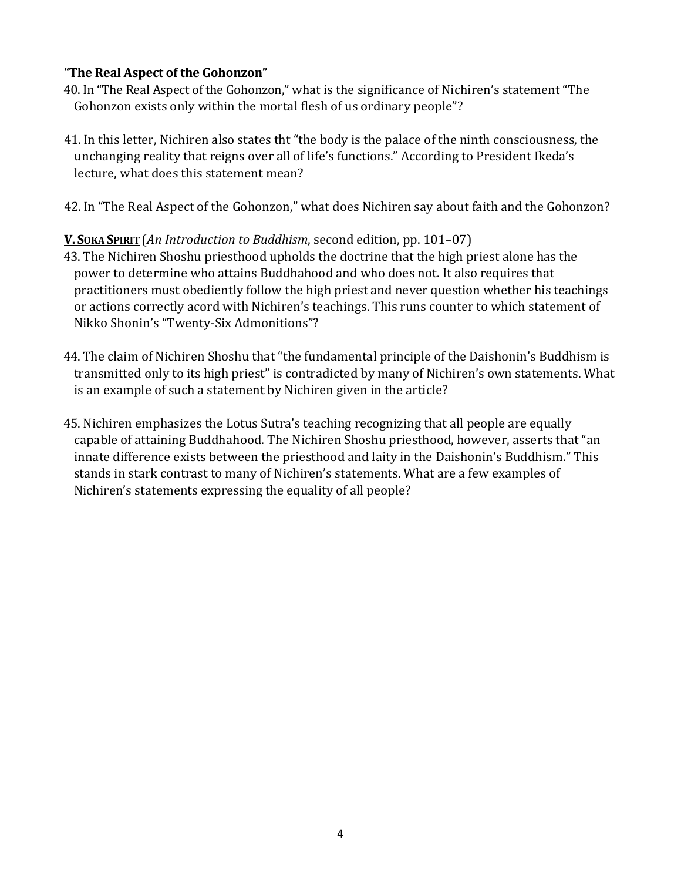**"The Real Aspect of the Gohonzon"**

40. In "The Real Aspect of the Gohonzon," what is the significance of Nichiren's statement "The Gohonzon exists only within the mortal flesh of us ordinary people"?

41. In this letter, Nichiren also states tht "the body is the palace of the ninth consciousness, the unchanging reality that reigns over all of life's functions." According to President Ikeda's lecture, what does this statement mean?

42. In "The Real Aspect of the Gohonzon," what does Nichiren say about faith and the Gohonzon?

**V. SOKA SPIRIT** (*An Introduction to Buddhism*, second edition, pp. 101–07)

43. The Nichiren Shoshu priesthood upholds the doctrine that the high priest alone has the power to determine who attains Buddhahood and who does not. It also requires that practitioners must obediently follow the high priest and never question whether his teachings or actions correctly acord with Nichiren's teachings. This runs counter to which statement of Nikko Shonin's "Twenty-Six Admonitions"?

44. The claim of Nichiren Shoshu that "the fundamental principle of the Daishonin's Buddhism is transmitted only to its high priest" is contradicted by many of Nichiren's own statements. What is an example of such a statement by Nichiren given in the article?

45. Nichiren emphasizes the Lotus Sutra's teaching recognizing that all people are equally capable of attaining Buddhahood. The Nichiren Shoshu priesthood, however, asserts that "an innate difference exists between the priesthood and laity in the Daishonin's Buddhism." This stands in stark contrast to many of Nichiren's statements. What are a few examples of Nichiren's statements expressing the equality of all people?